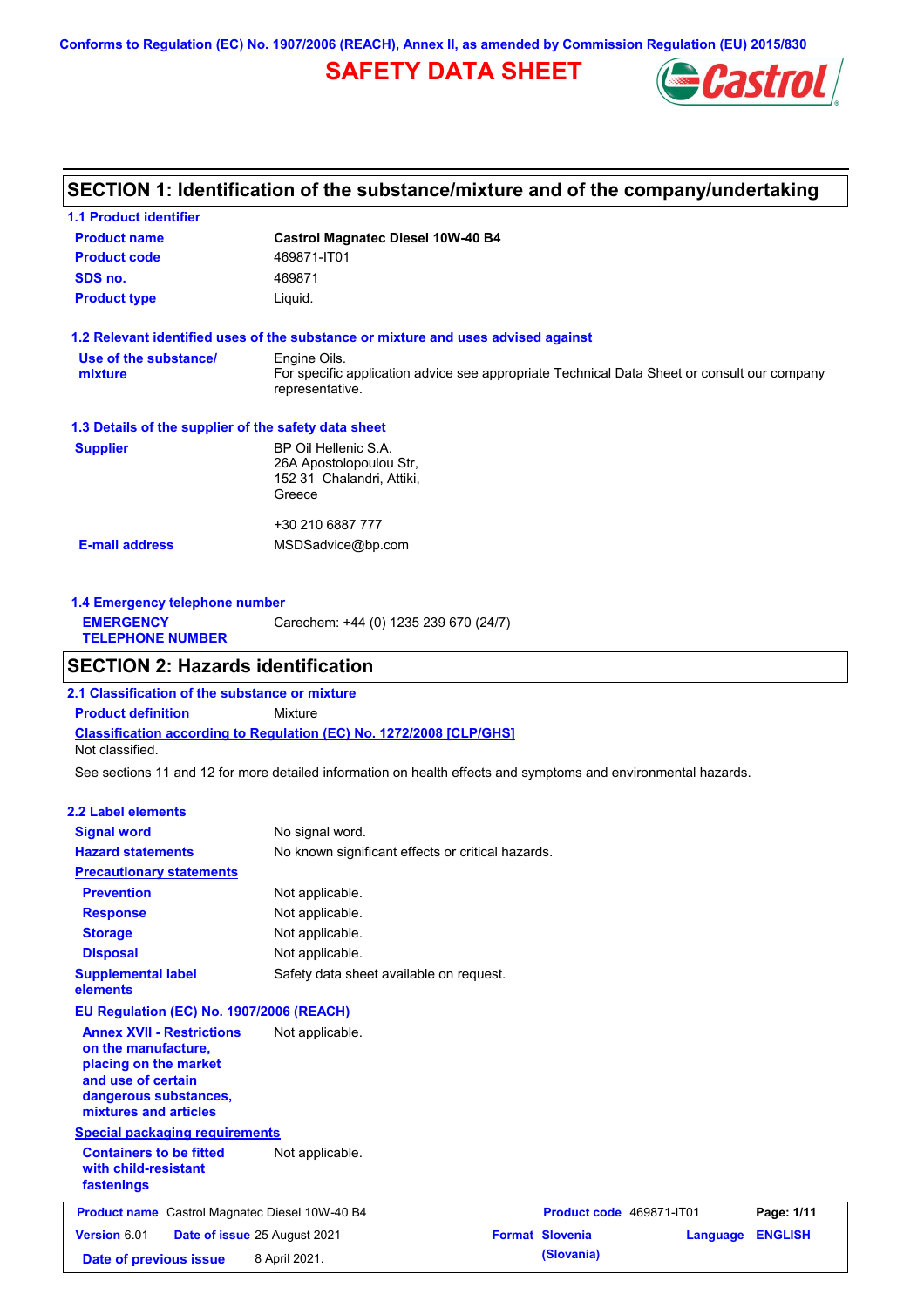Conforms to Regulation (EC) No. 1907/2006 (REACH), Annex II, as amended by Commission Regulation (EU) 2015/830

# SAFETY DATA SHEET

## SECTION 1: Identification of the substance/mixture and of the company/undertaking

### 1.1 Product identifier

**Product name** Castrol Magnatec Diesel 10W-40 B4

**Product code** 469871-IT01

**SDS no.** 469871

**Product type** Liquid.

### 1.2 Relevant identified uses of the substance or mixture and uses advised against

**Use of the substance/ mixture** Engine Oils.
For specific application advice see appropriate Technical Data Sheet or consult our company representative.

### 1.3 Details of the supplier of the safety data sheet

**Supplier** BP Oil Hellenic S.A.
26A Apostolopoulou Str,
152 31 Chalandri, Attiki,
Greece

+30 210 6887 777

**E-mail address** MSDSadvice@bp.com

### 1.4 Emergency telephone number

**EMERGENCY TELEPHONE NUMBER** Carechem: +44 (0) 1235 239 670 (24/7)

## SECTION 2: Hazards identification

### 2.1 Classification of the substance or mixture

**Product definition** Mixture

**Classification according to Regulation (EC) No. 1272/2008 [CLP/GHS]**

Not classified.

See sections 11 and 12 for more detailed information on health effects and symptoms and environmental hazards.

### 2.2 Label elements

**Signal word** No signal word.

**Hazard statements** No known significant effects or critical hazards.

**Precautionary statements**

**Prevention** Not applicable.

**Response** Not applicable.

**Storage** Not applicable.

**Disposal** Not applicable.

**Supplemental label elements** Safety data sheet available on request.

**EU Regulation (EC) No. 1907/2006 (REACH)**

**Annex XVII - Restrictions on the manufacture, placing on the market and use of certain dangerous substances, mixtures and articles** Not applicable.

**Special packaging requirements**

**Containers to be fitted with child-resistant fastenings** Not applicable.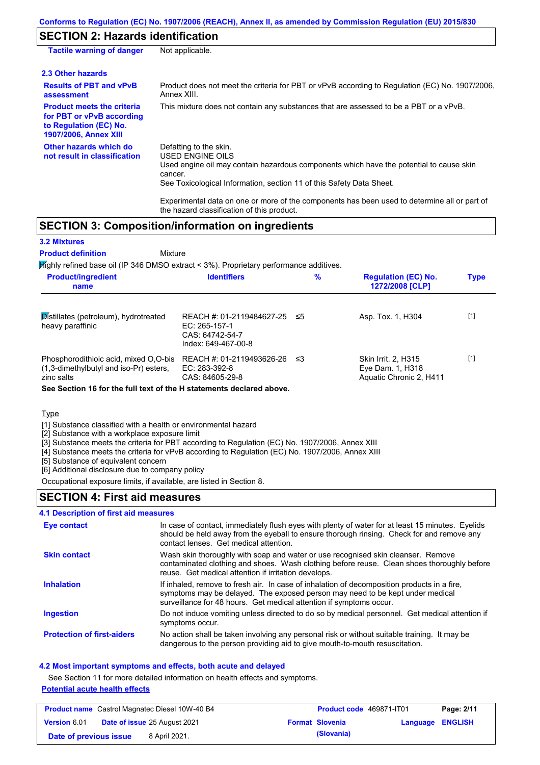## SECTION 2: Hazards identification

| | |
|---|---|
| **Tactile warning of danger** | Not applicable. |

### 2.3 Other hazards

| | |
|---|---|
| **Results of PBT and vPvB assessment** | Product does not meet the criteria for PBT or vPvB according to Regulation (EC) No. 1907/2006, Annex XIII. |
| **Product meets the criteria for PBT or vPvB according to Regulation (EC) No. 1907/2006, Annex XIII** | This mixture does not contain any substances that are assessed to be a PBT or a vPvB. |
| **Other hazards which do not result in classification** | Defatting to the skin.<br>USED ENGINE OILS<br>Used engine oil may contain hazardous components which have the potential to cause skin cancer.<br>See Toxicological Information, section 11 of this Safety Data Sheet.<br><br>Experimental data on one or more of the components has been used to determine all or part of the hazard classification of this product. |

## SECTION 3: Composition/information on ingredients

### 3.2 Mixtures

**Product definition** Mixture

Highly refined base oil (IP 346 DMSO extract < 3%). Proprietary performance additives.

| Product/ingredient name | Identifiers | % | Regulation (EC) No. 1272/2008 [CLP] | Type |
|---|---|---|---|---|
| Distillates (petroleum), hydrotreated heavy paraffinic | REACH #: 01-2119484627-25<br>EC: 265-157-1<br>CAS: 64742-54-7<br>Index: 649-467-00-8 | ≤5 | Asp. Tox. 1, H304 | [1] |
| Phosphorodithioic acid, mixed O,O-bis (1,3-dimethylbutyl and iso-Pr) esters, zinc salts | REACH #: 01-2119493626-26<br>EC: 283-392-8<br>CAS: 84605-29-8 | ≤3 | Skin Irrit. 2, H315<br>Eye Dam. 1, H318<br>Aquatic Chronic 2, H411 | [1] |

**See Section 16 for the full text of the H statements declared above.**

Type

[1] Substance classified with a health or environmental hazard
[2] Substance with a workplace exposure limit
[3] Substance meets the criteria for PBT according to Regulation (EC) No. 1907/2006, Annex XIII
[4] Substance meets the criteria for vPvB according to Regulation (EC) No. 1907/2006, Annex XIII
[5] Substance of equivalent concern
[6] Additional disclosure due to company policy

Occupational exposure limits, if available, are listed in Section 8.

## SECTION 4: First aid measures

### 4.1 Description of first aid measures

| | |
|---|---|
| **Eye contact** | In case of contact, immediately flush eyes with plenty of water for at least 15 minutes. Eyelids should be held away from the eyeball to ensure thorough rinsing. Check for and remove any contact lenses. Get medical attention. |
| **Skin contact** | Wash skin thoroughly with soap and water or use recognised skin cleanser. Remove contaminated clothing and shoes. Wash clothing before reuse. Clean shoes thoroughly before reuse. Get medical attention if irritation develops. |
| **Inhalation** | If inhaled, remove to fresh air. In case of inhalation of decomposition products in a fire, symptoms may be delayed. The exposed person may need to be kept under medical surveillance for 48 hours. Get medical attention if symptoms occur. |
| **Ingestion** | Do not induce vomiting unless directed to do so by medical personnel. Get medical attention if symptoms occur. |
| **Protection of first-aiders** | No action shall be taken involving any personal risk or without suitable training. It may be dangerous to the person providing aid to give mouth-to-mouth resuscitation. |

### 4.2 Most important symptoms and effects, both acute and delayed

See Section 11 for more detailed information on health effects and symptoms.

**Potential acute health effects**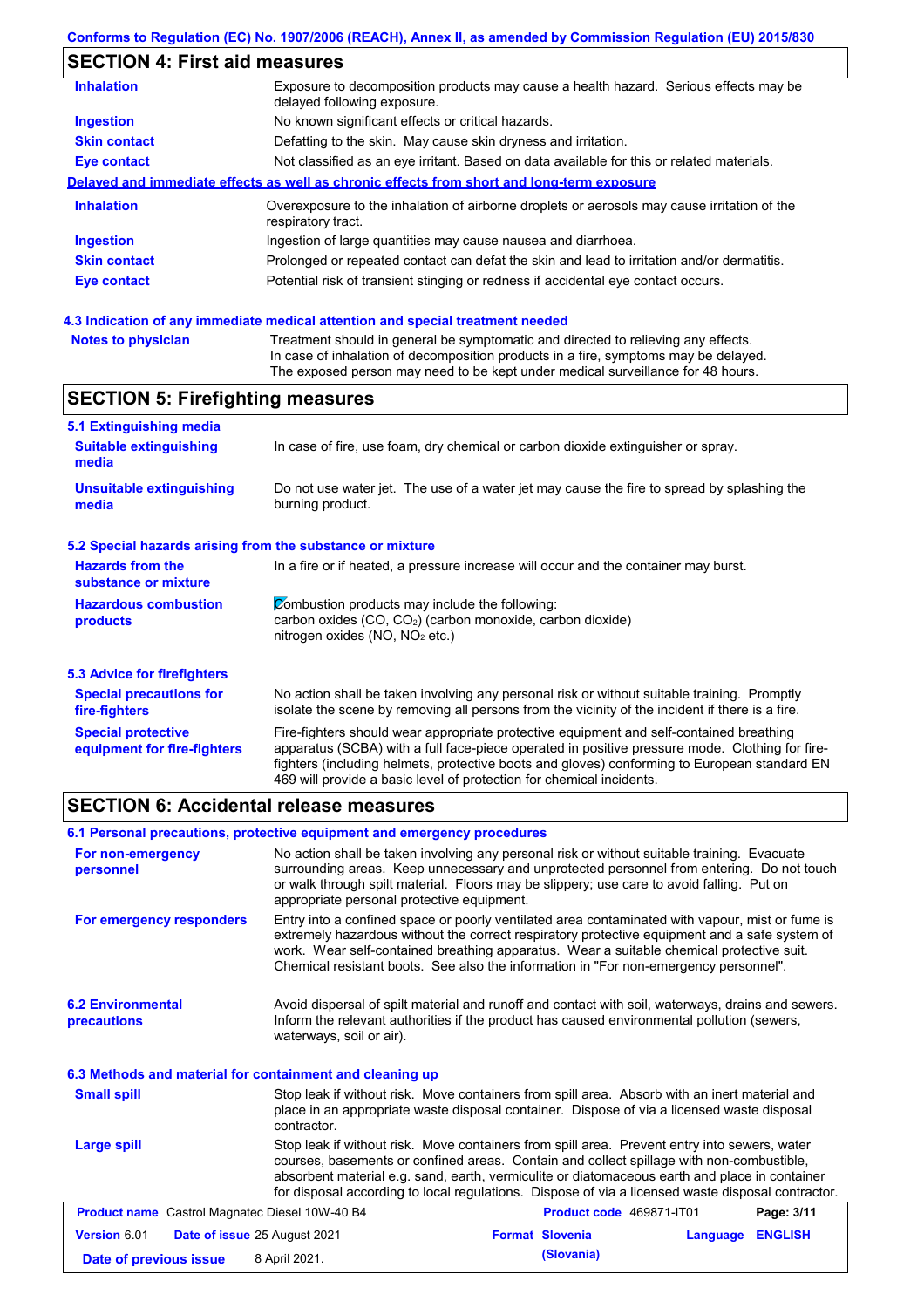## SECTION 4: First aid measures

| | |
|---|---|
| **Inhalation** | Exposure to decomposition products may cause a health hazard. Serious effects may be delayed following exposure. |
| **Ingestion** | No known significant effects or critical hazards. |
| **Skin contact** | Defatting to the skin. May cause skin dryness and irritation. |
| **Eye contact** | Not classified as an eye irritant. Based on data available for this or related materials. |

**Delayed and immediate effects as well as chronic effects from short and long-term exposure**

| | |
|---|---|
| **Inhalation** | Overexposure to the inhalation of airborne droplets or aerosols may cause irritation of the respiratory tract. |
| **Ingestion** | Ingestion of large quantities may cause nausea and diarrhoea. |
| **Skin contact** | Prolonged or repeated contact can defat the skin and lead to irritation and/or dermatitis. |
| **Eye contact** | Potential risk of transient stinging or redness if accidental eye contact occurs. |

### 4.3 Indication of any immediate medical attention and special treatment needed

| | |
|---|---|
| **Notes to physician** | Treatment should in general be symptomatic and directed to relieving any effects. In case of inhalation of decomposition products in a fire, symptoms may be delayed. The exposed person may need to be kept under medical surveillance for 48 hours. |

## SECTION 5: Firefighting measures

### 5.1 Extinguishing media

| | |
|---|---|
| **Suitable extinguishing media** | In case of fire, use foam, dry chemical or carbon dioxide extinguisher or spray. |
| **Unsuitable extinguishing media** | Do not use water jet. The use of a water jet may cause the fire to spread by splashing the burning product. |

### 5.2 Special hazards arising from the substance or mixture

| | |
|---|---|
| **Hazards from the substance or mixture** | In a fire or if heated, a pressure increase will occur and the container may burst. |
| **Hazardous combustion products** | Combustion products may include the following: carbon oxides (CO, $CO_2$) (carbon monoxide, carbon dioxide) nitrogen oxides (NO, $NO_2$ etc.) |

### 5.3 Advice for firefighters

| | |
|---|---|
| **Special precautions for fire-fighters** | No action shall be taken involving any personal risk or without suitable training. Promptly isolate the scene by removing all persons from the vicinity of the incident if there is a fire. |
| **Special protective equipment for fire-fighters** | Fire-fighters should wear appropriate protective equipment and self-contained breathing apparatus (SCBA) with a full face-piece operated in positive pressure mode. Clothing for fire-fighters (including helmets, protective boots and gloves) conforming to European standard EN 469 will provide a basic level of protection for chemical incidents. |

## SECTION 6: Accidental release measures

### 6.1 Personal precautions, protective equipment and emergency procedures

| | |
|---|---|
| **For non-emergency personnel** | No action shall be taken involving any personal risk or without suitable training. Evacuate surrounding areas. Keep unnecessary and unprotected personnel from entering. Do not touch or walk through spilt material. Floors may be slippery; use care to avoid falling. Put on appropriate personal protective equipment. |
| **For emergency responders** | Entry into a confined space or poorly ventilated area contaminated with vapour, mist or fume is extremely hazardous without the correct respiratory protective equipment and a safe system of work. Wear self-contained breathing apparatus. Wear a suitable chemical protective suit. Chemical resistant boots. See also the information in "For non-emergency personnel". |

| | |
|---|---|
| **6.2 Environmental precautions** | Avoid dispersal of spilt material and runoff and contact with soil, waterways, drains and sewers. Inform the relevant authorities if the product has caused environmental pollution (sewers, waterways, soil or air). |

### 6.3 Methods and material for containment and cleaning up

| | |
|---|---|
| **Small spill** | Stop leak if without risk. Move containers from spill area. Absorb with an inert material and place in an appropriate waste disposal container. Dispose of via a licensed waste disposal contractor. |
| **Large spill** | Stop leak if without risk. Move containers from spill area. Prevent entry into sewers, water courses, basements or confined areas. Contain and collect spillage with non-combustible, absorbent material e.g. sand, earth, vermiculite or diatomaceous earth and place in container for disposal according to local regulations. Dispose of via a licensed waste disposal contractor. |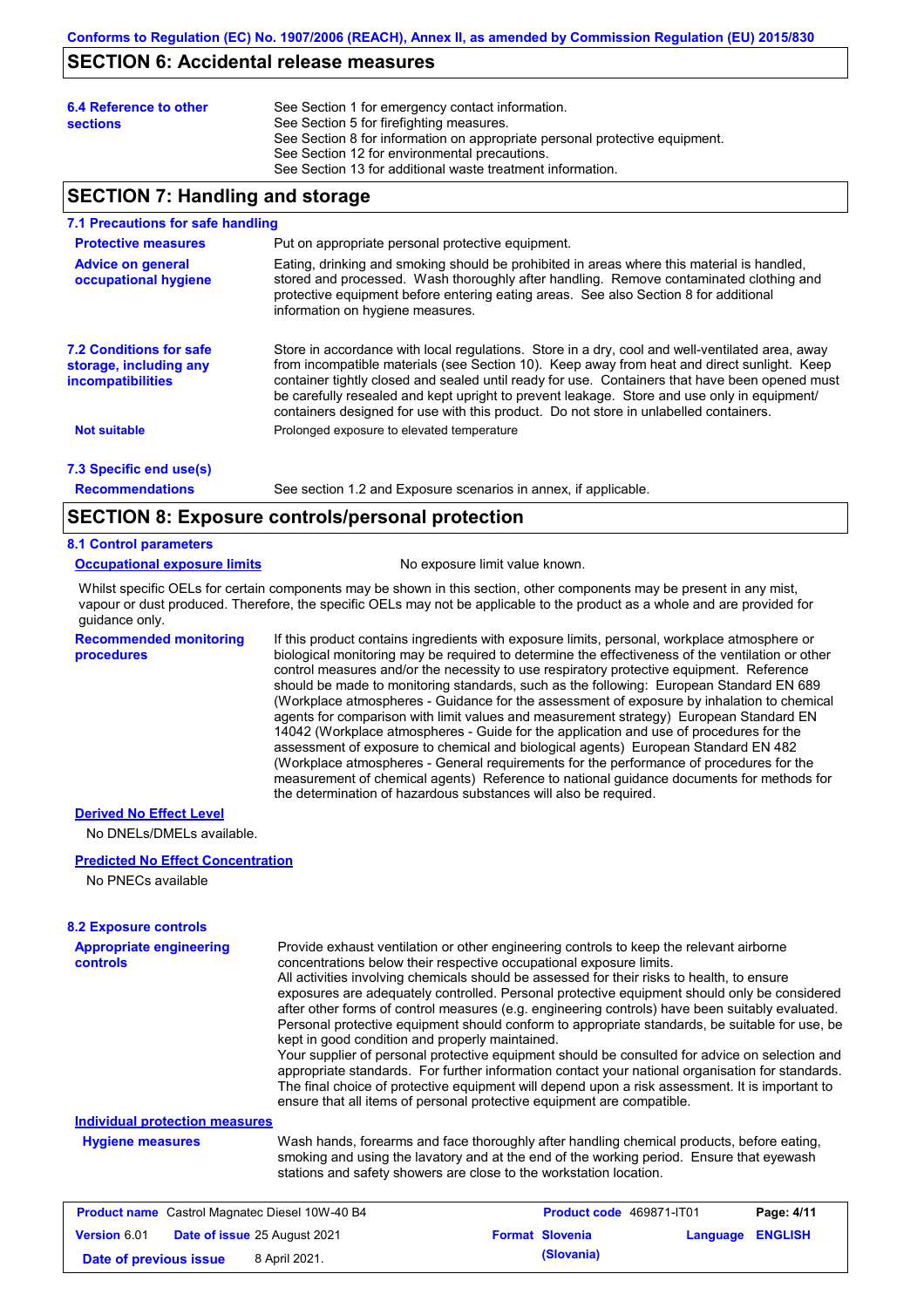## SECTION 6: Accidental release measures

**6.4 Reference to other sections**

See Section 1 for emergency contact information.
See Section 5 for firefighting measures.
See Section 8 for information on appropriate personal protective equipment.
See Section 12 for environmental precautions.
See Section 13 for additional waste treatment information.

## SECTION 7: Handling and storage

### 7.1 Precautions for safe handling

**Protective measures**

Put on appropriate personal protective equipment.

**Advice on general occupational hygiene**

Eating, drinking and smoking should be prohibited in areas where this material is handled, stored and processed. Wash thoroughly after handling. Remove contaminated clothing and protective equipment before entering eating areas. See also Section 8 for additional information on hygiene measures.

### 7.2 Conditions for safe storage, including any incompatibilities

Store in accordance with local regulations. Store in a dry, cool and well-ventilated area, away from incompatible materials (see Section 10). Keep away from heat and direct sunlight. Keep container tightly closed and sealed until ready for use. Containers that have been opened must be carefully resealed and kept upright to prevent leakage. Store and use only in equipment/ containers designed for use with this product. Do not store in unlabelled containers.

**Not suitable**

Prolonged exposure to elevated temperature

### 7.3 Specific end use(s)

**Recommendations**

See section 1.2 and Exposure scenarios in annex, if applicable.

## SECTION 8: Exposure controls/personal protection

### 8.1 Control parameters

**Occupational exposure limits**

No exposure limit value known.

Whilst specific OELs for certain components may be shown in this section, other components may be present in any mist, vapour or dust produced. Therefore, the specific OELs may not be applicable to the product as a whole and are provided for guidance only.

**Recommended monitoring procedures**

If this product contains ingredients with exposure limits, personal, workplace atmosphere or biological monitoring may be required to determine the effectiveness of the ventilation or other control measures and/or the necessity to use respiratory protective equipment. Reference should be made to monitoring standards, such as the following: European Standard EN 689 (Workplace atmospheres - Guidance for the assessment of exposure by inhalation to chemical agents for comparison with limit values and measurement strategy) European Standard EN 14042 (Workplace atmospheres - Guide for the application and use of procedures for the assessment of exposure to chemical and biological agents) European Standard EN 482 (Workplace atmospheres - General requirements for the performance of procedures for the measurement of chemical agents) Reference to national guidance documents for methods for the determination of hazardous substances will also be required.

**Derived No Effect Level**

No DNELs/DMELs available.

**Predicted No Effect Concentration**

No PNECs available

### 8.2 Exposure controls

**Appropriate engineering controls**

Provide exhaust ventilation or other engineering controls to keep the relevant airborne concentrations below their respective occupational exposure limits.
All activities involving chemicals should be assessed for their risks to health, to ensure exposures are adequately controlled. Personal protective equipment should only be considered after other forms of control measures (e.g. engineering controls) have been suitably evaluated. Personal protective equipment should conform to appropriate standards, be suitable for use, be kept in good condition and properly maintained.
Your supplier of personal protective equipment should be consulted for advice on selection and appropriate standards. For further information contact your national organisation for standards. The final choice of protective equipment will depend upon a risk assessment. It is important to ensure that all items of personal protective equipment are compatible.

**Individual protection measures**

**Hygiene measures**

Wash hands, forearms and face thoroughly after handling chemical products, before eating, smoking and using the lavatory and at the end of the working period. Ensure that eyewash stations and safety showers are close to the workstation location.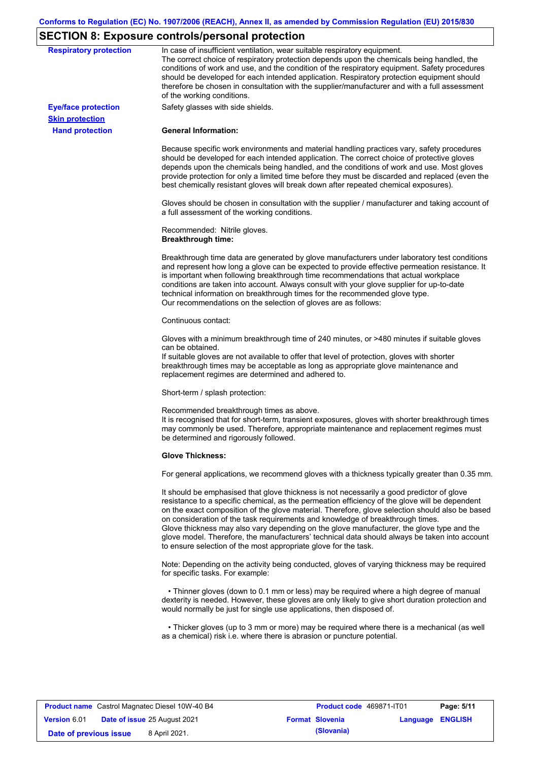## SECTION 8: Exposure controls/personal protection

**Respiratory protection**

In case of insufficient ventilation, wear suitable respiratory equipment.
The correct choice of respiratory protection depends upon the chemicals being handled, the conditions of work and use, and the condition of the respiratory equipment. Safety procedures should be developed for each intended application. Respiratory protection equipment should therefore be chosen in consultation with the supplier/manufacturer and with a full assessment of the working conditions.

**Eye/face protection**

Safety glasses with side shields.

**Skin protection**

**Hand protection**

**General Information:**

Because specific work environments and material handling practices vary, safety procedures should be developed for each intended application. The correct choice of protective gloves depends upon the chemicals being handled, and the conditions of work and use. Most gloves provide protection for only a limited time before they must be discarded and replaced (even the best chemically resistant gloves will break down after repeated chemical exposures).

Gloves should be chosen in consultation with the supplier / manufacturer and taking account of a full assessment of the working conditions.

Recommended: Nitrile gloves.
**Breakthrough time:**

Breakthrough time data are generated by glove manufacturers under laboratory test conditions and represent how long a glove can be expected to provide effective permeation resistance. It is important when following breakthrough time recommendations that actual workplace conditions are taken into account. Always consult with your glove supplier for up-to-date technical information on breakthrough times for the recommended glove type.
Our recommendations on the selection of gloves are as follows:

Continuous contact:

Gloves with a minimum breakthrough time of 240 minutes, or >480 minutes if suitable gloves can be obtained.
If suitable gloves are not available to offer that level of protection, gloves with shorter breakthrough times may be acceptable as long as appropriate glove maintenance and replacement regimes are determined and adhered to.

Short-term / splash protection:

Recommended breakthrough times as above.
It is recognised that for short-term, transient exposures, gloves with shorter breakthrough times may commonly be used. Therefore, appropriate maintenance and replacement regimes must be determined and rigorously followed.

**Glove Thickness:**

For general applications, we recommend gloves with a thickness typically greater than 0.35 mm.

It should be emphasised that glove thickness is not necessarily a good predictor of glove resistance to a specific chemical, as the permeation efficiency of the glove will be dependent on the exact composition of the glove material. Therefore, glove selection should also be based on consideration of the task requirements and knowledge of breakthrough times.
Glove thickness may also vary depending on the glove manufacturer, the glove type and the glove model. Therefore, the manufacturers' technical data should always be taken into account to ensure selection of the most appropriate glove for the task.

Note: Depending on the activity being conducted, gloves of varying thickness may be required for specific tasks. For example:

- Thinner gloves (down to 0.1 mm or less) may be required where a high degree of manual dexterity is needed. However, these gloves are only likely to give short duration protection and would normally be just for single use applications, then disposed of.

- Thicker gloves (up to 3 mm or more) may be required where there is a mechanical (as well as a chemical) risk i.e. where there is abrasion or puncture potential.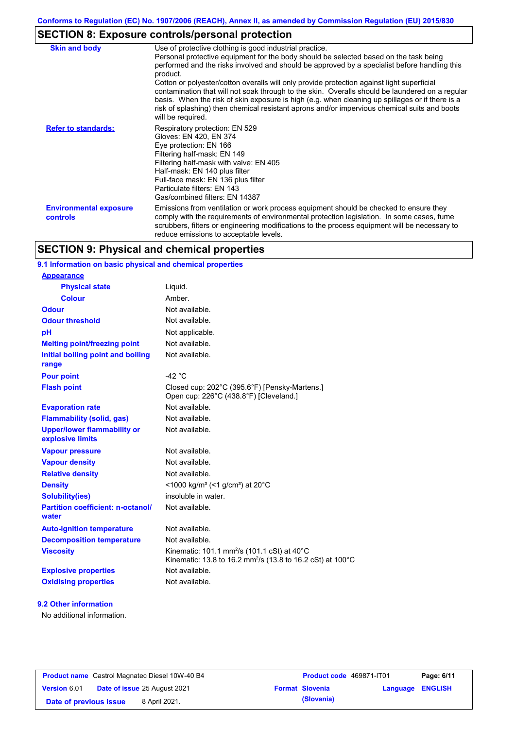Conforms to Regulation (EC) No. 1907/2006 (REACH), Annex II, as amended by Commission Regulation (EU) 2015/830

## SECTION 8: Exposure controls/personal protection

| | |
|---|---|
| **Skin and body** | Use of protective clothing is good industrial practice. Personal protective equipment for the body should be selected based on the task being performed and the risks involved and should be approved by a specialist before handling this product. Cotton or polyester/cotton overalls will only provide protection against light superficial contamination that will not soak through to the skin. Overalls should be laundered on a regular basis. When the risk of skin exposure is high (e.g. when cleaning up spillages or if there is a risk of splashing) then chemical resistant aprons and/or impervious chemical suits and boots will be required. |
| **Refer to standards:** | Respiratory protection: EN 529<br>Gloves: EN 420, EN 374<br>Eye protection: EN 166<br>Filtering half-mask: EN 149<br>Filtering half-mask with valve: EN 405<br>Half-mask: EN 140 plus filter<br>Full-face mask: EN 136 plus filter<br>Particulate filters: EN 143<br>Gas/combined filters: EN 14387 |
| **Environmental exposure controls** | Emissions from ventilation or work process equipment should be checked to ensure they comply with the requirements of environmental protection legislation. In some cases, fume scrubbers, filters or engineering modifications to the process equipment will be necessary to reduce emissions to acceptable levels. |

## SECTION 9: Physical and chemical properties

### 9.1 Information on basic physical and chemical properties

| | |
|---|---|
| **Appearance** | |
| **Physical state** | Liquid. |
| **Colour** | Amber. |
| **Odour** | Not available. |
| **Odour threshold** | Not available. |
| **pH** | Not applicable. |
| **Melting point/freezing point** | Not available. |
| **Initial boiling point and boiling range** | Not available. |
| **Pour point** | -42 °C |
| **Flash point** | Closed cup: 202°C (395.6°F) [Pensky-Martens.]<br>Open cup: 226°C (438.8°F) [Cleveland.] |
| **Evaporation rate** | Not available. |
| **Flammability (solid, gas)** | Not available. |
| **Upper/lower flammability or explosive limits** | Not available. |
| **Vapour pressure** | Not available. |
| **Vapour density** | Not available. |
| **Relative density** | Not available. |
| **Density** | <1000 kg/m³ (<1 g/cm³) at 20°C |
| **Solubility(ies)** | insoluble in water. |
| **Partition coefficient: n-octanol/water** | Not available. |
| **Auto-ignition temperature** | Not available. |
| **Decomposition temperature** | Not available. |
| **Viscosity** | Kinematic: 101.1 mm²/s (101.1 cSt) at 40°C<br>Kinematic: 13.8 to 16.2 mm²/s (13.8 to 16.2 cSt) at 100°C |
| **Explosive properties** | Not available. |
| **Oxidising properties** | Not available. |

### 9.2 Other information

No additional information.

| | | | |
|---|---|---|---|
| **Product name** Castrol Magnatec Diesel 10W-40 B4 | | **Product code** 469871-IT01 | |
| **Version** 6.01 | **Date of issue** 25 August 2021 | **Format Slovenia (Slovania)** | **Language ENGLISH** |
| **Date of previous issue** 8 April 2021. | | | |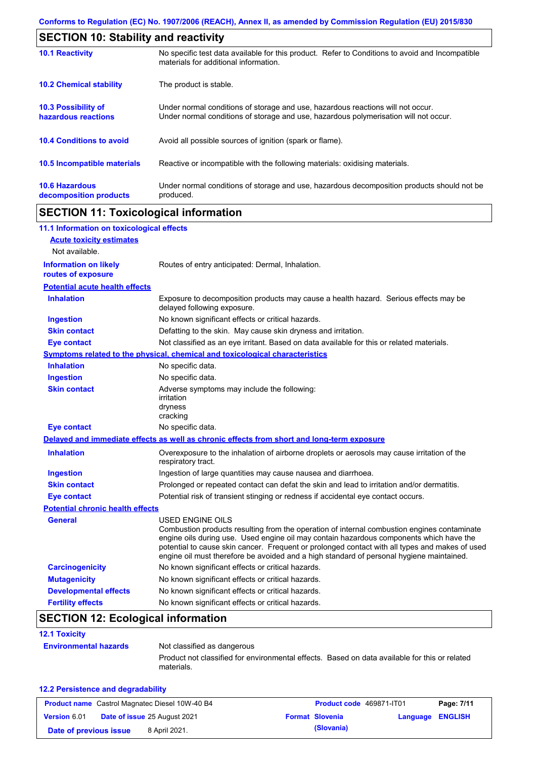## SECTION 10: Stability and reactivity

| | |
|---|---|
| **10.1 Reactivity** | No specific test data available for this product. Refer to Conditions to avoid and Incompatible materials for additional information. |
| **10.2 Chemical stability** | The product is stable. |
| **10.3 Possibility of hazardous reactions** | Under normal conditions of storage and use, hazardous reactions will not occur. Under normal conditions of storage and use, hazardous polymerisation will not occur. |
| **10.4 Conditions to avoid** | Avoid all possible sources of ignition (spark or flame). |
| **10.5 Incompatible materials** | Reactive or incompatible with the following materials: oxidising materials. |
| **10.6 Hazardous decomposition products** | Under normal conditions of storage and use, hazardous decomposition products should not be produced. |

## SECTION 11: Toxicological information

### 11.1 Information on toxicological effects

**Acute toxicity estimates**

Not available.

**Information on likely routes of exposure**: Routes of entry anticipated: Dermal, Inhalation.

**Potential acute health effects**

| | |
|---|---|
| **Inhalation** | Exposure to decomposition products may cause a health hazard. Serious effects may be delayed following exposure. |
| **Ingestion** | No known significant effects or critical hazards. |
| **Skin contact** | Defatting to the skin. May cause skin dryness and irritation. |
| **Eye contact** | Not classified as an eye irritant. Based on data available for this or related materials. |

**Symptoms related to the physical, chemical and toxicological characteristics**

| | |
|---|---|
| **Inhalation** | No specific data. |
| **Ingestion** | No specific data. |
| **Skin contact** | Adverse symptoms may include the following: irritation dryness cracking |
| **Eye contact** | No specific data. |

**Delayed and immediate effects as well as chronic effects from short and long-term exposure**

| | |
|---|---|
| **Inhalation** | Overexposure to the inhalation of airborne droplets or aerosols may cause irritation of the respiratory tract. |
| **Ingestion** | Ingestion of large quantities may cause nausea and diarrhoea. |
| **Skin contact** | Prolonged or repeated contact can defat the skin and lead to irritation and/or dermatitis. |
| **Eye contact** | Potential risk of transient stinging or redness if accidental eye contact occurs. |

**Potential chronic health effects**

| | |
|---|---|
| **General** | USED ENGINE OILS Combustion products resulting from the operation of internal combustion engines contaminate engine oils during use. Used engine oil may contain hazardous components which have the potential to cause skin cancer. Frequent or prolonged contact with all types and makes of used engine oil must therefore be avoided and a high standard of personal hygiene maintained. |
| **Carcinogenicity** | No known significant effects or critical hazards. |
| **Mutagenicity** | No known significant effects or critical hazards. |
| **Developmental effects** | No known significant effects or critical hazards. |
| **Fertility effects** | No known significant effects or critical hazards. |

## SECTION 12: Ecological information

### 12.1 Toxicity

**Environmental hazards**: Not classified as dangerous

Product not classified for environmental effects. Based on data available for this or related materials.

### 12.2 Persistence and degradability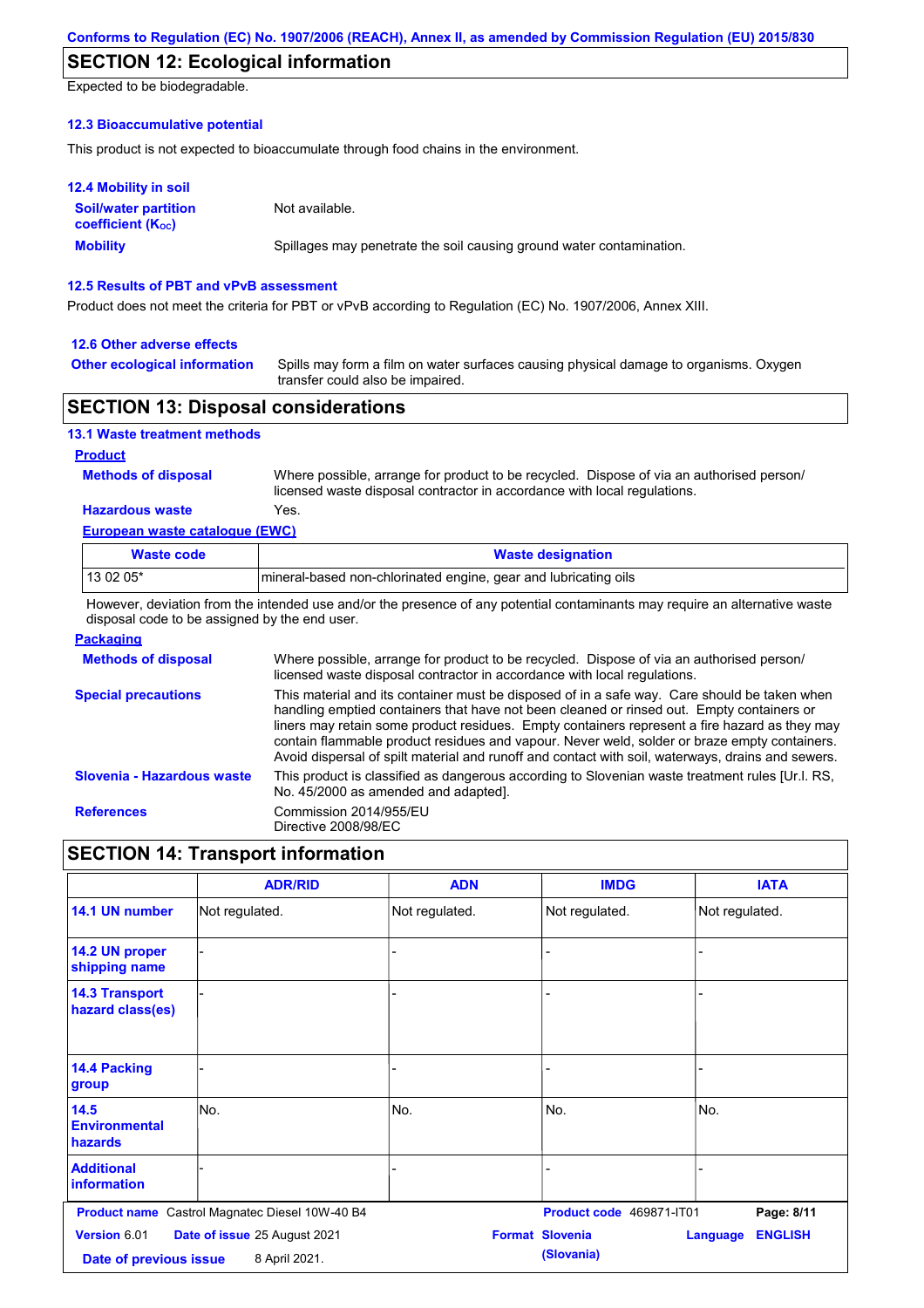## SECTION 12: Ecological information

Expected to be biodegradable.

### 12.3 Bioaccumulative potential

This product is not expected to bioaccumulate through food chains in the environment.

### 12.4 Mobility in soil

**Soil/water partition coefficient ($K_{OC}$)** Not available.

**Mobility** Spillages may penetrate the soil causing ground water contamination.

### 12.5 Results of PBT and vPvB assessment

Product does not meet the criteria for PBT or vPvB according to Regulation (EC) No. 1907/2006, Annex XIII.

### 12.6 Other adverse effects

**Other ecological information** Spills may form a film on water surfaces causing physical damage to organisms. Oxygen transfer could also be impaired.

## SECTION 13: Disposal considerations

### 13.1 Waste treatment methods

**Product**

**Methods of disposal** Where possible, arrange for product to be recycled. Dispose of via an authorised person/ licensed waste disposal contractor in accordance with local regulations.

**Hazardous waste** Yes.

**European waste catalogue (EWC)**

| Waste code | Waste designation |
|---|---|
| 13 02 05* | mineral-based non-chlorinated engine, gear and lubricating oils |

However, deviation from the intended use and/or the presence of any potential contaminants may require an alternative waste disposal code to be assigned by the end user.

**Packaging**

**Methods of disposal** Where possible, arrange for product to be recycled. Dispose of via an authorised person/ licensed waste disposal contractor in accordance with local regulations.

**Special precautions** This material and its container must be disposed of in a safe way. Care should be taken when handling emptied containers that have not been cleaned or rinsed out. Empty containers or liners may retain some product residues. Empty containers represent a fire hazard as they may contain flammable product residues and vapour. Never weld, solder or braze empty containers. Avoid dispersal of spilt material and runoff and contact with soil, waterways, drains and sewers.

**Slovenia - Hazardous waste** This product is classified as dangerous according to Slovenian waste treatment rules [Ur.l. RS, No. 45/2000 as amended and adapted].

**References** Commission 2014/955/EU
Directive 2008/98/EC

## SECTION 14: Transport information

| | ADR/RID | ADN | IMDG | IATA |
|---|---|---|---|---|
| 14.1 UN number | Not regulated. | Not regulated. | Not regulated. | Not regulated. |
| 14.2 UN proper shipping name | - | - | - | - |
| 14.3 Transport hazard class(es) | - | - | - | - |
| 14.4 Packing group | - | - | - | - |
| 14.5 Environmental hazards | No. | No. | No. | No. |
| Additional information | - | - | - | - |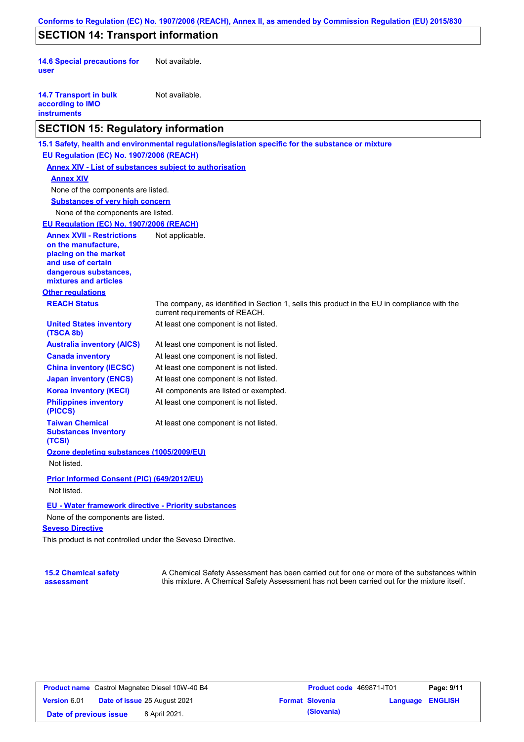## SECTION 14: Transport information

**14.6 Special precautions for user** Not available.

**14.7 Transport in bulk according to IMO instruments** Not available.

## SECTION 15: Regulatory information

**15.1 Safety, health and environmental regulations/legislation specific for the substance or mixture**

**EU Regulation (EC) No. 1907/2006 (REACH)**

**Annex XIV - List of substances subject to authorisation**

**Annex XIV**

None of the components are listed.

**Substances of very high concern**

None of the components are listed.

**EU Regulation (EC) No. 1907/2006 (REACH)**

**Annex XVII - Restrictions on the manufacture, placing on the market and use of certain dangerous substances, mixtures and articles** Not applicable.

**Other regulations**

| | |
|---|---|
| **REACH Status** | The company, as identified in Section 1, sells this product in the EU in compliance with the current requirements of REACH. |
| **United States inventory (TSCA 8b)** | At least one component is not listed. |
| **Australia inventory (AICS)** | At least one component is not listed. |
| **Canada inventory** | At least one component is not listed. |
| **China inventory (IECSC)** | At least one component is not listed. |
| **Japan inventory (ENCS)** | At least one component is not listed. |
| **Korea inventory (KECI)** | All components are listed or exempted. |
| **Philippines inventory (PICCS)** | At least one component is not listed. |
| **Taiwan Chemical Substances Inventory (TCSI)** | At least one component is not listed. |

**Ozone depleting substances (1005/2009/EU)**

Not listed.

**Prior Informed Consent (PIC) (649/2012/EU)**

Not listed.

**EU - Water framework directive - Priority substances**

None of the components are listed.

**Seveso Directive**

This product is not controlled under the Seveso Directive.

**15.2 Chemical safety assessment** A Chemical Safety Assessment has been carried out for one or more of the substances within this mixture. A Chemical Safety Assessment has not been carried out for the mixture itself.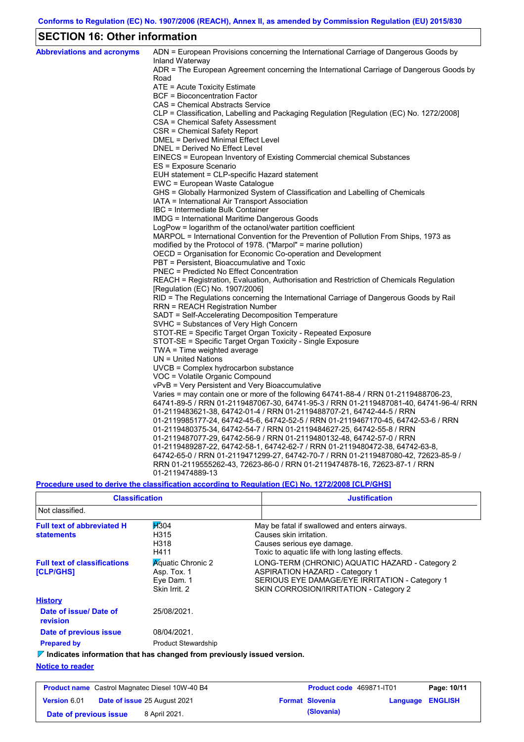Conforms to Regulation (EC) No. 1907/2006 (REACH), Annex II, as amended by Commission Regulation (EU) 2015/830

## SECTION 16: Other information

**Abbreviations and acronyms**

ADN = European Provisions concerning the International Carriage of Dangerous Goods by Inland Waterway
ADR = The European Agreement concerning the International Carriage of Dangerous Goods by Road
ATE = Acute Toxicity Estimate
BCF = Bioconcentration Factor
CAS = Chemical Abstracts Service
CLP = Classification, Labelling and Packaging Regulation [Regulation (EC) No. 1272/2008]
CSA = Chemical Safety Assessment
CSR = Chemical Safety Report
DMEL = Derived Minimal Effect Level
DNEL = Derived No Effect Level
EINECS = European Inventory of Existing Commercial chemical Substances
ES = Exposure Scenario
EUH statement = CLP-specific Hazard statement
EWC = European Waste Catalogue
GHS = Globally Harmonized System of Classification and Labelling of Chemicals
IATA = International Air Transport Association
IBC = Intermediate Bulk Container
IMDG = International Maritime Dangerous Goods
LogPow = logarithm of the octanol/water partition coefficient
MARPOL = International Convention for the Prevention of Pollution From Ships, 1973 as modified by the Protocol of 1978. ("Marpol" = marine pollution)
OECD = Organisation for Economic Co-operation and Development
PBT = Persistent, Bioaccumulative and Toxic
PNEC = Predicted No Effect Concentration
REACH = Registration, Evaluation, Authorisation and Restriction of Chemicals Regulation [Regulation (EC) No. 1907/2006]
RID = The Regulations concerning the International Carriage of Dangerous Goods by Rail
RRN = REACH Registration Number
SADT = Self-Accelerating Decomposition Temperature
SVHC = Substances of Very High Concern
STOT-RE = Specific Target Organ Toxicity - Repeated Exposure
STOT-SE = Specific Target Organ Toxicity - Single Exposure
TWA = Time weighted average
UN = United Nations
UVCB = Complex hydrocarbon substance
VOC = Volatile Organic Compound
vPvB = Very Persistent and Very Bioaccumulative
Varies = may contain one or more of the following 64741-88-4 / RRN 01-2119488706-23, 64741-89-5 / RRN 01-2119487067-30, 64741-95-3 / RRN 01-2119487081-40, 64741-96-4/ RRN 01-2119483621-38, 64742-01-4 / RRN 01-2119488707-21, 64742-44-5 / RRN 01-2119985177-24, 64742-45-6, 64742-52-5 / RRN 01-2119467170-45, 64742-53-6 / RRN 01-2119480375-34, 64742-54-7 / RRN 01-2119484627-25, 64742-55-8 / RRN 01-2119487077-29, 64742-56-9 / RRN 01-2119480132-48, 64742-57-0 / RRN 01-2119489287-22, 64742-58-1, 64742-62-7 / RRN 01-2119480472-38, 64742-63-8, 64742-65-0 / RRN 01-2119471299-27, 64742-70-7 / RRN 01-2119487080-42, 72623-85-9 / RRN 01-2119555262-43, 72623-86-0 / RRN 01-2119474878-16, 72623-87-1 / RRN 01-2119474889-13

**Procedure used to derive the classification according to Regulation (EC) No. 1272/2008 [CLP/GHS]**

| Classification | Justification |
|---|---|
| Not classified. | |

**Full text of abbreviated H statements**

| | |
|---|---|
| H304 | May be fatal if swallowed and enters airways. |
| H315 | Causes skin irritation. |
| H318 | Causes serious eye damage. |
| H411 | Toxic to aquatic life with long lasting effects. |

**Full text of classifications [CLP/GHS]**

| | |
|---|---|
| Aquatic Chronic 2 | LONG-TERM (CHRONIC) AQUATIC HAZARD - Category 2 |
| Asp. Tox. 1 | ASPIRATION HAZARD - Category 1 |
| Eye Dam. 1 | SERIOUS EYE DAMAGE/EYE IRRITATION - Category 1 |
| Skin Irrit. 2 | SKIN CORROSION/IRRITATION - Category 2 |

**History**

**Date of issue/ Date of revision** 25/08/2021.

**Date of previous issue** 08/04/2021.

**Prepared by** Product Stewardship

**Indicates information that has changed from previously issued version.**

**Notice to reader**

| Product name | Castrol Magnatec Diesel 10W-40 B4 | Product code | 469871-IT01 | Page: 10/11 |
|---|---|---|---|---|
| Version 6.01 | Date of issue 25 August 2021 | Format Slovenia (Slovania) | Language ENGLISH | |
| Date of previous issue | 8 April 2021. | | | |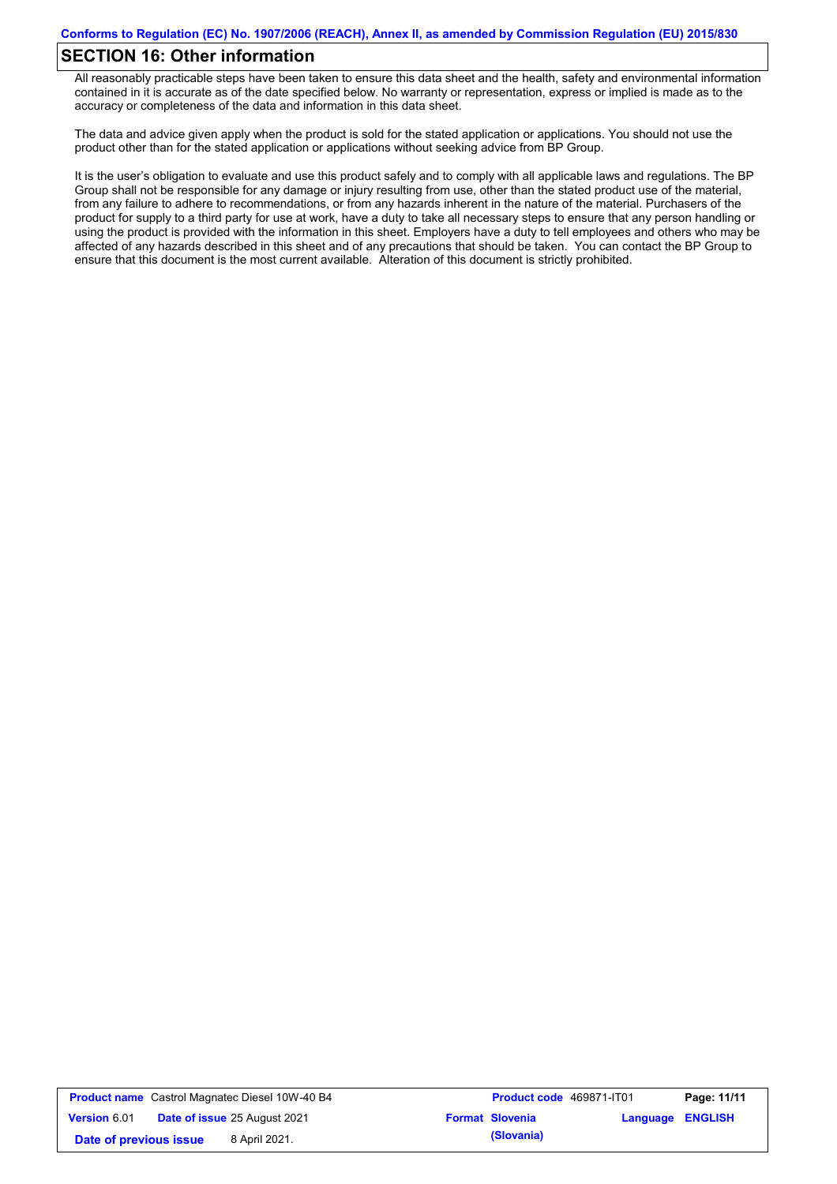## SECTION 16: Other information

All reasonably practicable steps have been taken to ensure this data sheet and the health, safety and environmental information contained in it is accurate as of the date specified below. No warranty or representation, express or implied is made as to the accuracy or completeness of the data and information in this data sheet.

The data and advice given apply when the product is sold for the stated application or applications. You should not use the product other than for the stated application or applications without seeking advice from BP Group.

It is the user's obligation to evaluate and use this product safely and to comply with all applicable laws and regulations. The BP Group shall not be responsible for any damage or injury resulting from use, other than the stated product use of the material, from any failure to adhere to recommendations, or from any hazards inherent in the nature of the material. Purchasers of the product for supply to a third party for use at work, have a duty to take all necessary steps to ensure that any person handling or using the product is provided with the information in this sheet. Employers have a duty to tell employees and others who may be affected of any hazards described in this sheet and of any precautions that should be taken. You can contact the BP Group to ensure that this document is the most current available. Alteration of this document is strictly prohibited.